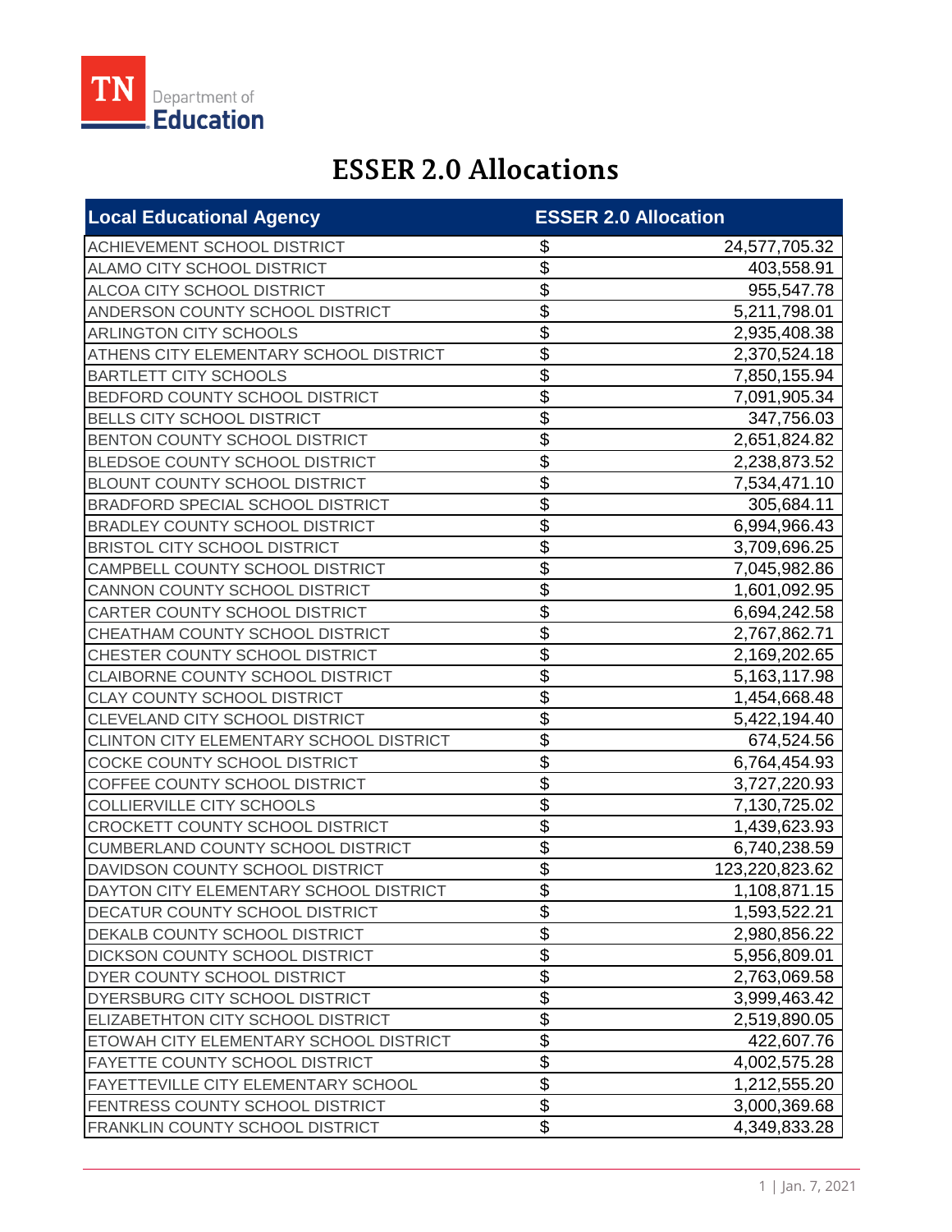TN Department of Education

# ESSER 2.0 Allocations

| Local Educational Agency | ESSER 2.0 Allocation |
|---|---|
| ACHIEVEMENT SCHOOL DISTRICT | $ 24,577,705.32 |
| ALAMO CITY SCHOOL DISTRICT | $ 403,558.91 |
| ALCOA CITY SCHOOL DISTRICT | $ 955,547.78 |
| ANDERSON COUNTY SCHOOL DISTRICT | $ 5,211,798.01 |
| ARLINGTON CITY SCHOOLS | $ 2,935,408.38 |
| ATHENS CITY ELEMENTARY SCHOOL DISTRICT | $ 2,370,524.18 |
| BARTLETT CITY SCHOOLS | $ 7,850,155.94 |
| BEDFORD COUNTY SCHOOL DISTRICT | $ 7,091,905.34 |
| BELLS CITY SCHOOL DISTRICT | $ 347,756.03 |
| BENTON COUNTY SCHOOL DISTRICT | $ 2,651,824.82 |
| BLEDSOE COUNTY SCHOOL DISTRICT | $ 2,238,873.52 |
| BLOUNT COUNTY SCHOOL DISTRICT | $ 7,534,471.10 |
| BRADFORD SPECIAL SCHOOL DISTRICT | $ 305,684.11 |
| BRADLEY COUNTY SCHOOL DISTRICT | $ 6,994,966.43 |
| BRISTOL CITY SCHOOL DISTRICT | $ 3,709,696.25 |
| CAMPBELL COUNTY SCHOOL DISTRICT | $ 7,045,982.86 |
| CANNON COUNTY SCHOOL DISTRICT | $ 1,601,092.95 |
| CARTER COUNTY SCHOOL DISTRICT | $ 6,694,242.58 |
| CHEATHAM COUNTY SCHOOL DISTRICT | $ 2,767,862.71 |
| CHESTER COUNTY SCHOOL DISTRICT | $ 2,169,202.65 |
| CLAIBORNE COUNTY SCHOOL DISTRICT | $ 5,163,117.98 |
| CLAY COUNTY SCHOOL DISTRICT | $ 1,454,668.48 |
| CLEVELAND CITY SCHOOL DISTRICT | $ 5,422,194.40 |
| CLINTON CITY ELEMENTARY SCHOOL DISTRICT | $ 674,524.56 |
| COCKE COUNTY SCHOOL DISTRICT | $ 6,764,454.93 |
| COFFEE COUNTY SCHOOL DISTRICT | $ 3,727,220.93 |
| COLLIERVILLE CITY SCHOOLS | $ 7,130,725.02 |
| CROCKETT COUNTY SCHOOL DISTRICT | $ 1,439,623.93 |
| CUMBERLAND COUNTY SCHOOL DISTRICT | $ 6,740,238.59 |
| DAVIDSON COUNTY SCHOOL DISTRICT | $ 123,220,823.62 |
| DAYTON CITY ELEMENTARY SCHOOL DISTRICT | $ 1,108,871.15 |
| DECATUR COUNTY SCHOOL DISTRICT | $ 1,593,522.21 |
| DEKALB COUNTY SCHOOL DISTRICT | $ 2,980,856.22 |
| DICKSON COUNTY SCHOOL DISTRICT | $ 5,956,809.01 |
| DYER COUNTY SCHOOL DISTRICT | $ 2,763,069.58 |
| DYERSBURG CITY SCHOOL DISTRICT | $ 3,999,463.42 |
| ELIZABETHTON CITY SCHOOL DISTRICT | $ 2,519,890.05 |
| ETOWAH CITY ELEMENTARY SCHOOL DISTRICT | $ 422,607.76 |
| FAYETTE COUNTY SCHOOL DISTRICT | $ 4,002,575.28 |
| FAYETTEVILLE CITY ELEMENTARY SCHOOL | $ 1,212,555.20 |
| FENTRESS COUNTY SCHOOL DISTRICT | $ 3,000,369.68 |
| FRANKLIN COUNTY SCHOOL DISTRICT | $ 4,349,833.28 |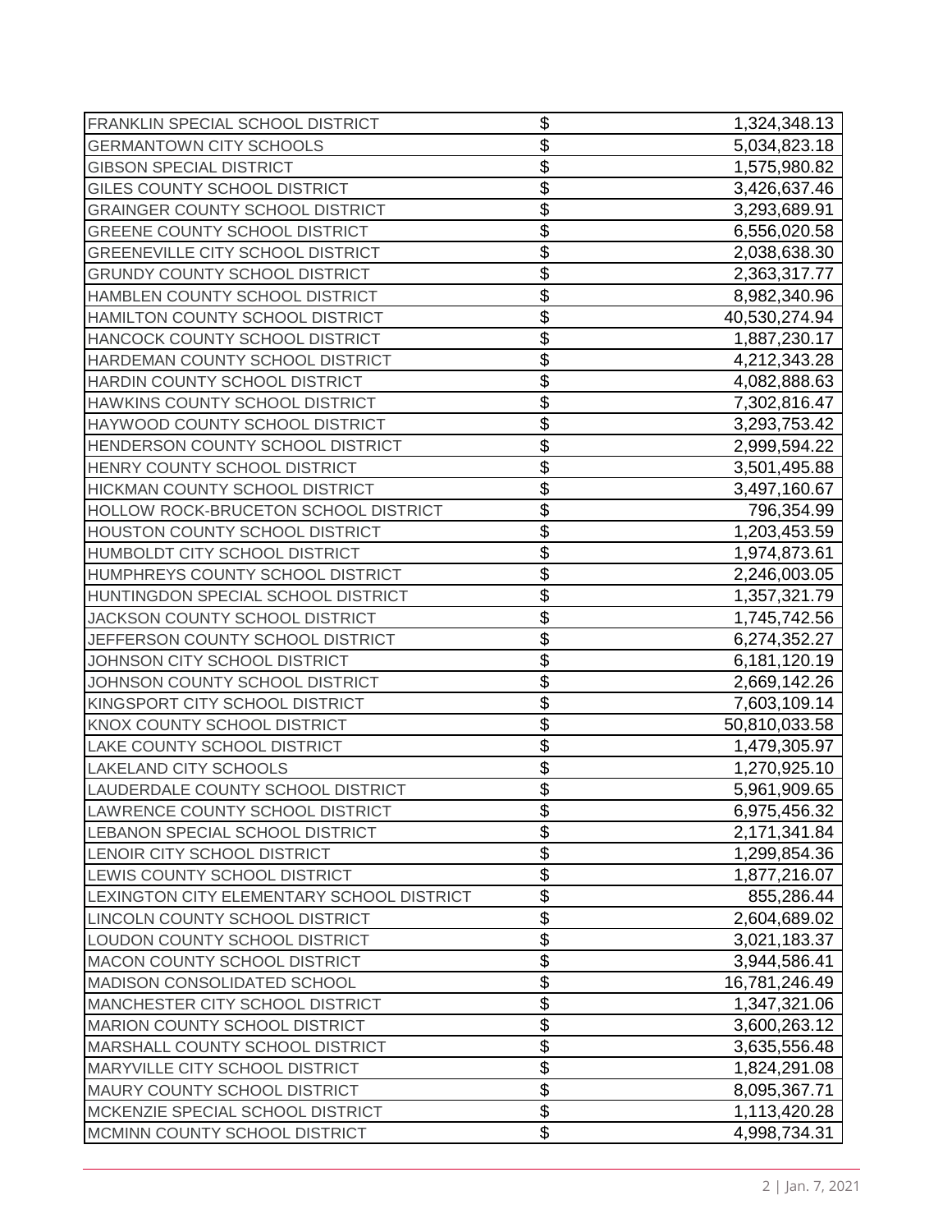| | | |
|---|---|---|
| FRANKLIN SPECIAL SCHOOL DISTRICT | $ | 1,324,348.13 |
| GERMANTOWN CITY SCHOOLS | $ | 5,034,823.18 |
| GIBSON SPECIAL DISTRICT | $ | 1,575,980.82 |
| GILES COUNTY SCHOOL DISTRICT | $ | 3,426,637.46 |
| GRAINGER COUNTY SCHOOL DISTRICT | $ | 3,293,689.91 |
| GREENE COUNTY SCHOOL DISTRICT | $ | 6,556,020.58 |
| GREENEVILLE CITY SCHOOL DISTRICT | $ | 2,038,638.30 |
| GRUNDY COUNTY SCHOOL DISTRICT | $ | 2,363,317.77 |
| HAMBLEN COUNTY SCHOOL DISTRICT | $ | 8,982,340.96 |
| HAMILTON COUNTY SCHOOL DISTRICT | $ | 40,530,274.94 |
| HANCOCK COUNTY SCHOOL DISTRICT | $ | 1,887,230.17 |
| HARDEMAN COUNTY SCHOOL DISTRICT | $ | 4,212,343.28 |
| HARDIN COUNTY SCHOOL DISTRICT | $ | 4,082,888.63 |
| HAWKINS COUNTY SCHOOL DISTRICT | $ | 7,302,816.47 |
| HAYWOOD COUNTY SCHOOL DISTRICT | $ | 3,293,753.42 |
| HENDERSON COUNTY SCHOOL DISTRICT | $ | 2,999,594.22 |
| HENRY COUNTY SCHOOL DISTRICT | $ | 3,501,495.88 |
| HICKMAN COUNTY SCHOOL DISTRICT | $ | 3,497,160.67 |
| HOLLOW ROCK-BRUCETON SCHOOL DISTRICT | $ | 796,354.99 |
| HOUSTON COUNTY SCHOOL DISTRICT | $ | 1,203,453.59 |
| HUMBOLDT CITY SCHOOL DISTRICT | $ | 1,974,873.61 |
| HUMPHREYS COUNTY SCHOOL DISTRICT | $ | 2,246,003.05 |
| HUNTINGDON SPECIAL SCHOOL DISTRICT | $ | 1,357,321.79 |
| JACKSON COUNTY SCHOOL DISTRICT | $ | 1,745,742.56 |
| JEFFERSON COUNTY SCHOOL DISTRICT | $ | 6,274,352.27 |
| JOHNSON CITY SCHOOL DISTRICT | $ | 6,181,120.19 |
| JOHNSON COUNTY SCHOOL DISTRICT | $ | 2,669,142.26 |
| KINGSPORT CITY SCHOOL DISTRICT | $ | 7,603,109.14 |
| KNOX COUNTY SCHOOL DISTRICT | $ | 50,810,033.58 |
| LAKE COUNTY SCHOOL DISTRICT | $ | 1,479,305.97 |
| LAKELAND CITY SCHOOLS | $ | 1,270,925.10 |
| LAUDERDALE COUNTY SCHOOL DISTRICT | $ | 5,961,909.65 |
| LAWRENCE COUNTY SCHOOL DISTRICT | $ | 6,975,456.32 |
| LEBANON SPECIAL SCHOOL DISTRICT | $ | 2,171,341.84 |
| LENOIR CITY SCHOOL DISTRICT | $ | 1,299,854.36 |
| LEWIS COUNTY SCHOOL DISTRICT | $ | 1,877,216.07 |
| LEXINGTON CITY ELEMENTARY SCHOOL DISTRICT | $ | 855,286.44 |
| LINCOLN COUNTY SCHOOL DISTRICT | $ | 2,604,689.02 |
| LOUDON COUNTY SCHOOL DISTRICT | $ | 3,021,183.37 |
| MACON COUNTY SCHOOL DISTRICT | $ | 3,944,586.41 |
| MADISON CONSOLIDATED SCHOOL | $ | 16,781,246.49 |
| MANCHESTER CITY SCHOOL DISTRICT | $ | 1,347,321.06 |
| MARION COUNTY SCHOOL DISTRICT | $ | 3,600,263.12 |
| MARSHALL COUNTY SCHOOL DISTRICT | $ | 3,635,556.48 |
| MARYVILLE CITY SCHOOL DISTRICT | $ | 1,824,291.08 |
| MAURY COUNTY SCHOOL DISTRICT | $ | 8,095,367.71 |
| MCKENZIE SPECIAL SCHOOL DISTRICT | $ | 1,113,420.28 |
| MCMINN COUNTY SCHOOL DISTRICT | $ | 4,998,734.31 |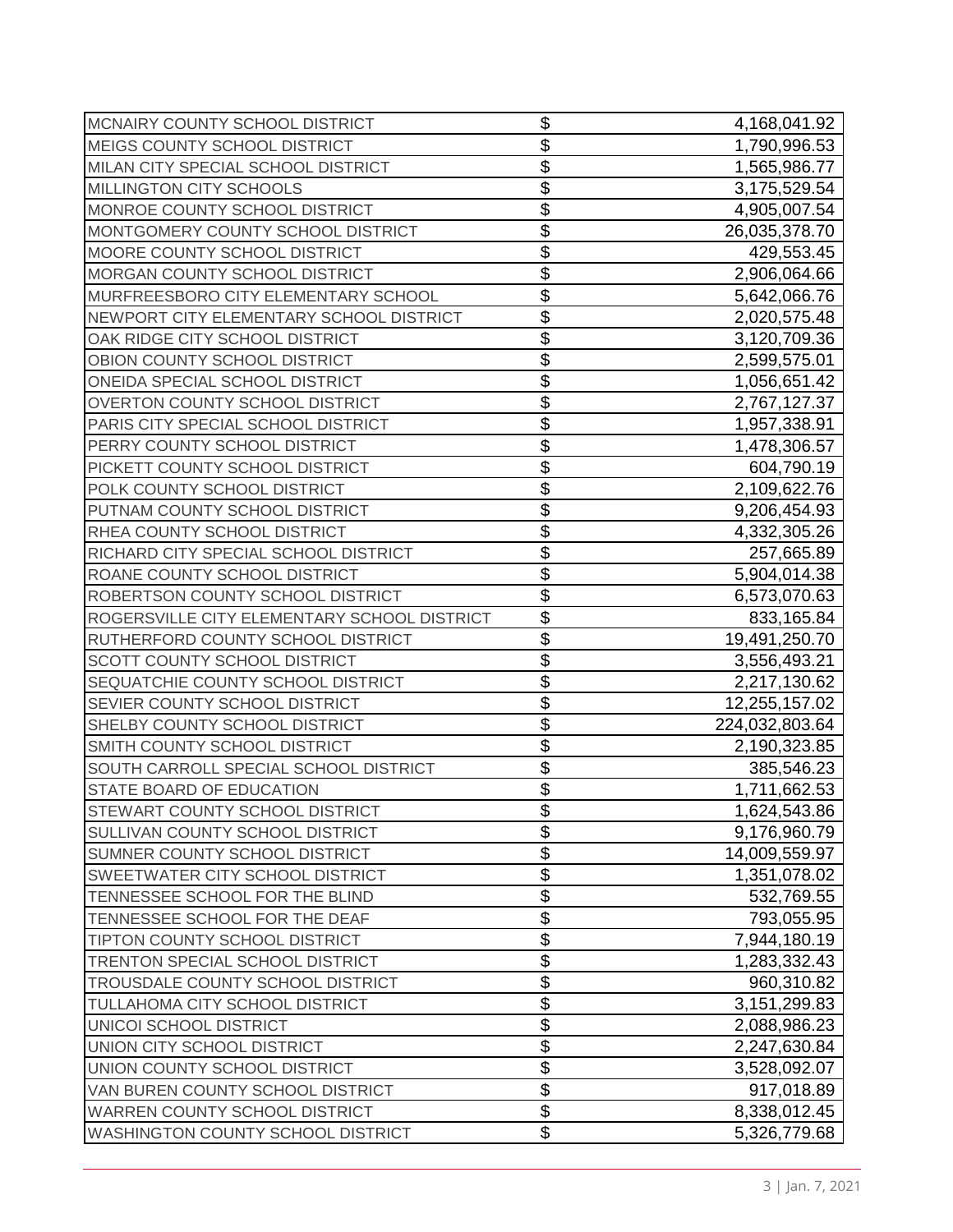| | | |
|---|---|---|
| MCNAIRY COUNTY SCHOOL DISTRICT | $ | 4,168,041.92 |
| MEIGS COUNTY SCHOOL DISTRICT | $ | 1,790,996.53 |
| MILAN CITY SPECIAL SCHOOL DISTRICT | $ | 1,565,986.77 |
| MILLINGTON CITY SCHOOLS | $ | 3,175,529.54 |
| MONROE COUNTY SCHOOL DISTRICT | $ | 4,905,007.54 |
| MONTGOMERY COUNTY SCHOOL DISTRICT | $ | 26,035,378.70 |
| MOORE COUNTY SCHOOL DISTRICT | $ | 429,553.45 |
| MORGAN COUNTY SCHOOL DISTRICT | $ | 2,906,064.66 |
| MURFREESBORO CITY ELEMENTARY SCHOOL | $ | 5,642,066.76 |
| NEWPORT CITY ELEMENTARY SCHOOL DISTRICT | $ | 2,020,575.48 |
| OAK RIDGE CITY SCHOOL DISTRICT | $ | 3,120,709.36 |
| OBION COUNTY SCHOOL DISTRICT | $ | 2,599,575.01 |
| ONEIDA SPECIAL SCHOOL DISTRICT | $ | 1,056,651.42 |
| OVERTON COUNTY SCHOOL DISTRICT | $ | 2,767,127.37 |
| PARIS CITY SPECIAL SCHOOL DISTRICT | $ | 1,957,338.91 |
| PERRY COUNTY SCHOOL DISTRICT | $ | 1,478,306.57 |
| PICKETT COUNTY SCHOOL DISTRICT | $ | 604,790.19 |
| POLK COUNTY SCHOOL DISTRICT | $ | 2,109,622.76 |
| PUTNAM COUNTY SCHOOL DISTRICT | $ | 9,206,454.93 |
| RHEA COUNTY SCHOOL DISTRICT | $ | 4,332,305.26 |
| RICHARD CITY SPECIAL SCHOOL DISTRICT | $ | 257,665.89 |
| ROANE COUNTY SCHOOL DISTRICT | $ | 5,904,014.38 |
| ROBERTSON COUNTY SCHOOL DISTRICT | $ | 6,573,070.63 |
| ROGERSVILLE CITY ELEMENTARY SCHOOL DISTRICT | $ | 833,165.84 |
| RUTHERFORD COUNTY SCHOOL DISTRICT | $ | 19,491,250.70 |
| SCOTT COUNTY SCHOOL DISTRICT | $ | 3,556,493.21 |
| SEQUATCHIE COUNTY SCHOOL DISTRICT | $ | 2,217,130.62 |
| SEVIER COUNTY SCHOOL DISTRICT | $ | 12,255,157.02 |
| SHELBY COUNTY SCHOOL DISTRICT | $ | 224,032,803.64 |
| SMITH COUNTY SCHOOL DISTRICT | $ | 2,190,323.85 |
| SOUTH CARROLL SPECIAL SCHOOL DISTRICT | $ | 385,546.23 |
| STATE BOARD OF EDUCATION | $ | 1,711,662.53 |
| STEWART COUNTY SCHOOL DISTRICT | $ | 1,624,543.86 |
| SULLIVAN COUNTY SCHOOL DISTRICT | $ | 9,176,960.79 |
| SUMNER COUNTY SCHOOL DISTRICT | $ | 14,009,559.97 |
| SWEETWATER CITY SCHOOL DISTRICT | $ | 1,351,078.02 |
| TENNESSEE SCHOOL FOR THE BLIND | $ | 532,769.55 |
| TENNESSEE SCHOOL FOR THE DEAF | $ | 793,055.95 |
| TIPTON COUNTY SCHOOL DISTRICT | $ | 7,944,180.19 |
| TRENTON SPECIAL SCHOOL DISTRICT | $ | 1,283,332.43 |
| TROUSDALE COUNTY SCHOOL DISTRICT | $ | 960,310.82 |
| TULLAHOMA CITY SCHOOL DISTRICT | $ | 3,151,299.83 |
| UNICOI SCHOOL DISTRICT | $ | 2,088,986.23 |
| UNION CITY SCHOOL DISTRICT | $ | 2,247,630.84 |
| UNION COUNTY SCHOOL DISTRICT | $ | 3,528,092.07 |
| VAN BUREN COUNTY SCHOOL DISTRICT | $ | 917,018.89 |
| WARREN COUNTY SCHOOL DISTRICT | $ | 8,338,012.45 |
| WASHINGTON COUNTY SCHOOL DISTRICT | $ | 5,326,779.68 |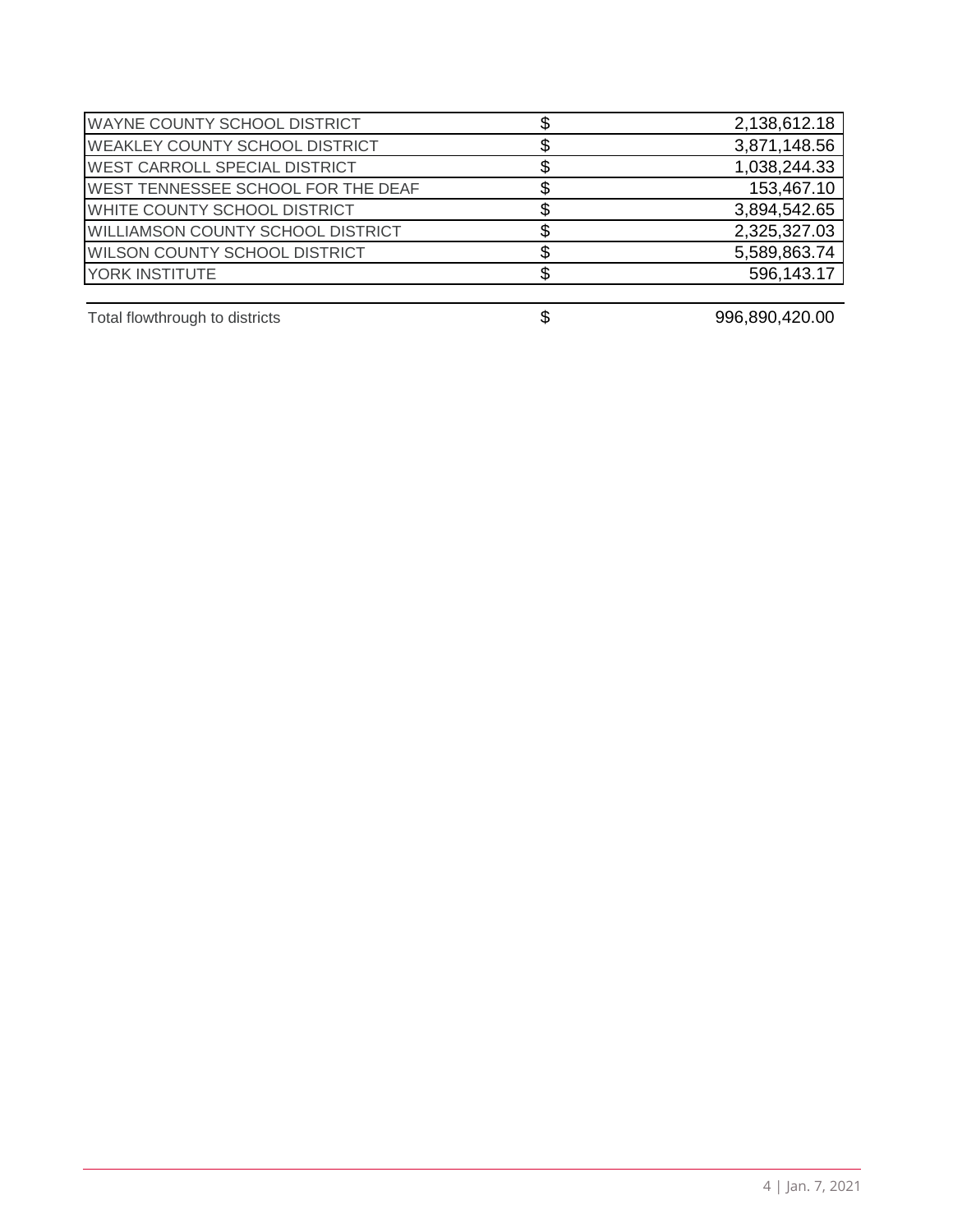| | | |
|---|---|---|
| WAYNE COUNTY SCHOOL DISTRICT | $ | 2,138,612.18 |
| WEAKLEY COUNTY SCHOOL DISTRICT | $ | 3,871,148.56 |
| WEST CARROLL SPECIAL DISTRICT | $ | 1,038,244.33 |
| WEST TENNESSEE SCHOOL FOR THE DEAF | $ | 153,467.10 |
| WHITE COUNTY SCHOOL DISTRICT | $ | 3,894,542.65 |
| WILLIAMSON COUNTY SCHOOL DISTRICT | $ | 2,325,327.03 |
| WILSON COUNTY SCHOOL DISTRICT | $ | 5,589,863.74 |
| YORK INSTITUTE | $ | 596,143.17 |
| Total flowthrough to districts | $ | 996,890,420.00 |